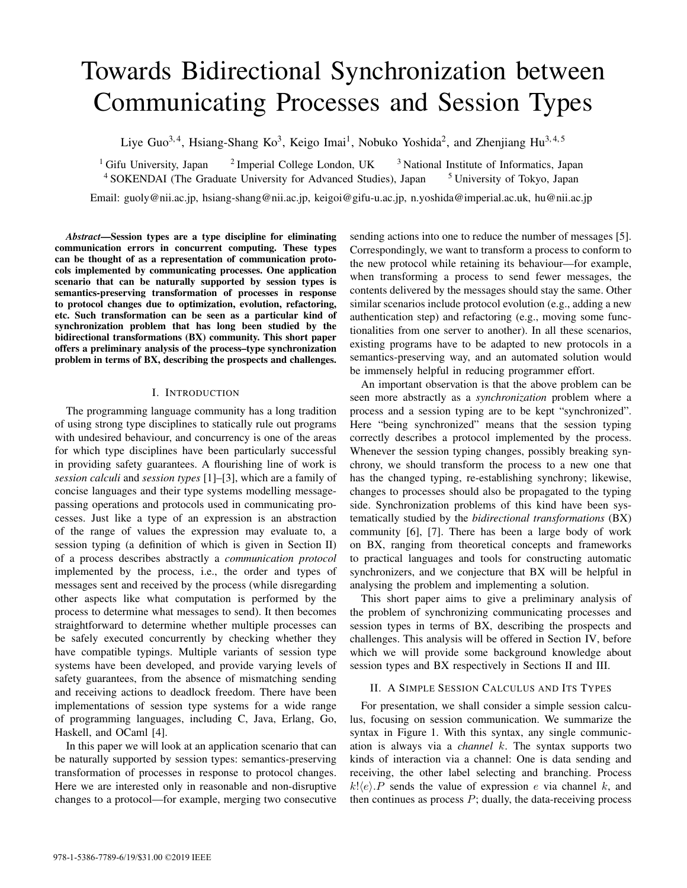# Towards Bidirectional Synchronization between Communicating Processes and Session Types

Liye Guo[3,4], Hsiang-Shang Ko[3], Keigo Imai[1], Nobuko Yoshida[2], and Zhenjiang Hu[3,4,5]

[1] Gifu University, Japan [2] Imperial College London, UK [3] National Institute of Informatics, Japan
[4] SOKENDAI (The Graduate University for Advanced Studies), Japan [5] University of Tokyo, Japan

Email: guoly@nii.ac.jp, hsiang-shang@nii.ac.jp, keigoi@gifu-u.ac.jp, n.yoshida@imperial.ac.uk, hu@nii.ac.jp

***Abstract*—Session types are a type discipline for eliminating communication errors in concurrent computing. These types can be thought of as a representation of communication protocols implemented by communicating processes. One application scenario that can be naturally supported by session types is semantics-preserving transformation of processes in response to protocol changes due to optimization, evolution, refactoring, etc. Such transformation can be seen as a particular kind of synchronization problem that has long been studied by the bidirectional transformations (BX) community. This short paper offers a preliminary analysis of the process–type synchronization problem in terms of BX, describing the prospects and challenges.**

## I. Introduction

The programming language community has a long tradition of using strong type disciplines to statically rule out programs with undesired behaviour, and concurrency is one of the areas for which type disciplines have been particularly successful in providing safety guarantees. A flourishing line of work is *session calculi* and *session types* [1]–[3], which are a family of concise languages and their type systems modelling message-passing operations and protocols used in communicating processes. Just like a type of an expression is an abstraction of the range of values the expression may evaluate to, a session typing (a definition of which is given in Section II) of a process describes abstractly a *communication protocol* implemented by the process, i.e., the order and types of messages sent and received by the process (while disregarding other aspects like what computation is performed by the process to determine what messages to send). It then becomes straightforward to determine whether multiple processes can be safely executed concurrently by checking whether they have compatible typings. Multiple variants of session type systems have been developed, and provide varying levels of safety guarantees, from the absence of mismatching sending and receiving actions to deadlock freedom. There have been implementations of session type systems for a wide range of programming languages, including C, Java, Erlang, Go, Haskell, and OCaml [4].

In this paper we will look at an application scenario that can be naturally supported by session types: semantics-preserving transformation of processes in response to protocol changes. Here we are interested only in reasonable and non-disruptive changes to a protocol—for example, merging two consecutive sending actions into one to reduce the number of messages [5]. Correspondingly, we want to transform a process to conform to the new protocol while retaining its behaviour—for example, when transforming a process to send fewer messages, the contents delivered by the messages should stay the same. Other similar scenarios include protocol evolution (e.g., adding a new authentication step) and refactoring (e.g., moving some functionalities from one server to another). In all these scenarios, existing programs have to be adapted to new protocols in a semantics-preserving way, and an automated solution would be immensely helpful in reducing programmer effort.

An important observation is that the above problem can be seen more abstractly as a *synchronization* problem where a process and a session typing are to be kept "synchronized". Here "being synchronized" means that the session typing correctly describes a protocol implemented by the process. Whenever the session typing changes, possibly breaking synchrony, we should transform the process to a new one that has the changed typing, re-establishing synchrony; likewise, changes to processes should also be propagated to the typing side. Synchronization problems of this kind have been systematically studied by the *bidirectional transformations* (BX) community [6], [7]. There has been a large body of work on BX, ranging from theoretical concepts and frameworks to practical languages and tools for constructing automatic synchronizers, and we conjecture that BX will be helpful in analysing the problem and implementing a solution.

This short paper aims to give a preliminary analysis of the problem of synchronizing communicating processes and session types in terms of BX, describing the prospects and challenges. This analysis will be offered in Section IV, before which we will provide some background knowledge about session types and BX respectively in Sections II and III.

## II. A Simple Session Calculus and Its Types

For presentation, we shall consider a simple session calculus, focusing on session communication. We summarize the syntax in Figure 1. With this syntax, any single communication is always via a *channel* $k$. The syntax supports two kinds of interaction via a channel: One is data sending and receiving, the other label selecting and branching. Process $k!\langle e\rangle.P$ sends the value of expression $e$ via channel $k$, and then continues as process $P$; dually, the data-receiving process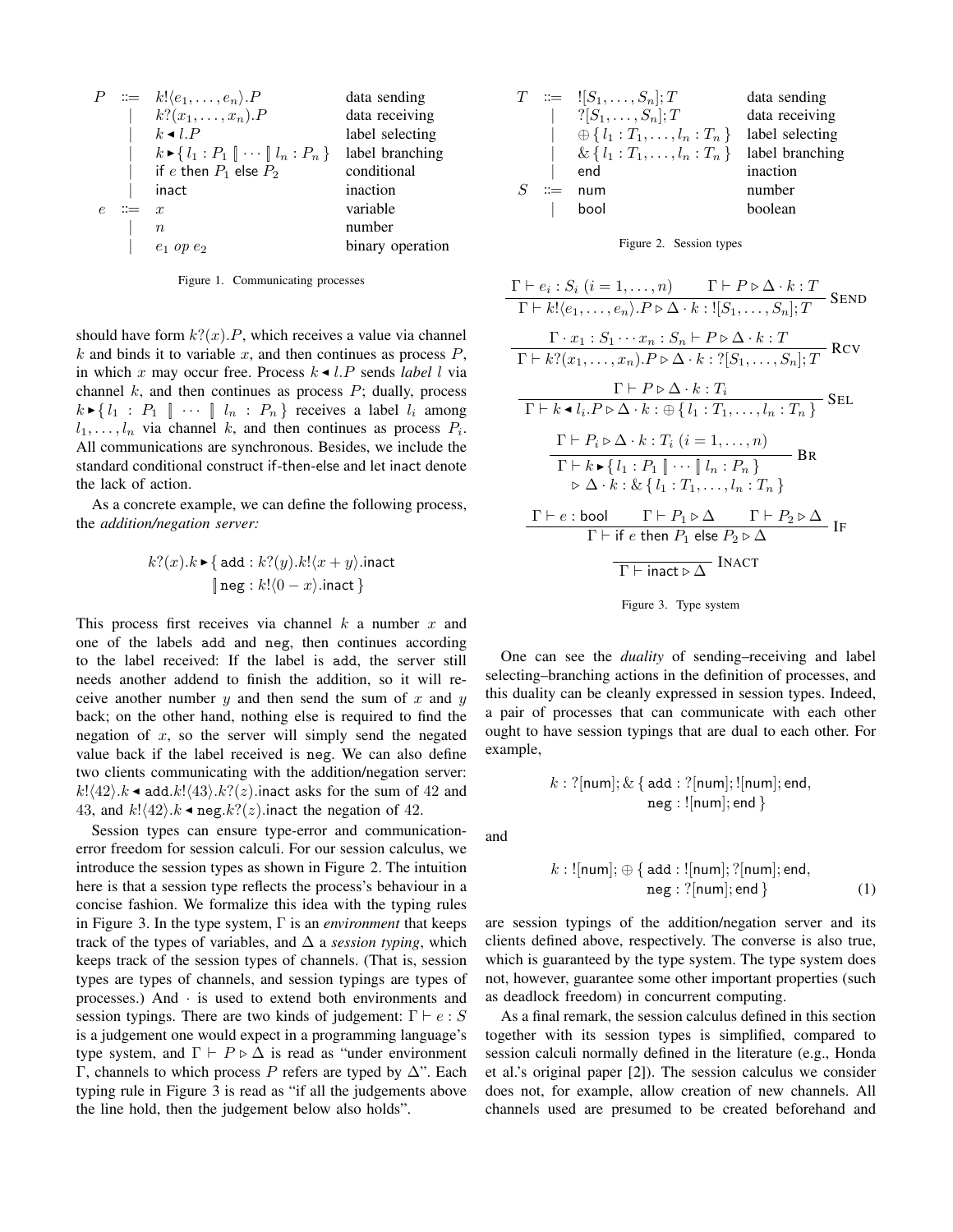$$
\begin{array}{llll}
P & ::= & k!\langle e_1, \ldots, e_n\rangle.P & \text{data sending} \\
 & | & k?(x_1, \ldots, x_n).P & \text{data receiving} \\
 & | & k \blacktriangleleft l.P & \text{label selecting} \\
 & | & k \blacktriangleright \{\, l_1 : P_1 \,[\!]\, \cdots \,[\!]\, l_n : P_n \,\} & \text{label branching} \\
 & | & \mathsf{if}\ e\ \mathsf{then}\ P_1\ \mathsf{else}\ P_2 & \text{conditional} \\
 & | & \mathsf{inact} & \text{inaction} \\
e & ::= & x & \text{variable} \\
 & | & n & \text{number} \\
 & | & e_1\ op\ e_2 & \text{binary operation}
\end{array}
$$

Figure 1. Communicating processes

should have form $k?(x).P$, which receives a value via channel $k$ and binds it to variable $x$, and then continues as process $P$, in which $x$ may occur free. Process $k \blacktriangleleft l.P$ sends *label* $l$ via channel $k$, and then continues as process $P$; dually, process $k \blacktriangleright \{\, l_1 : P_1 \,[\!]\, \cdots \,[\!]\, l_n : P_n \,\}$ receives a label $l_i$ among $l_1, \ldots, l_n$ via channel $k$, and then continues as process $P_i$. All communications are synchronous. Besides, we include the standard conditional construct if-then-else and let inact denote the lack of action.

As a concrete example, we can define the following process, the *addition/negation server:*

$$
\begin{array}{l}
k?(x).k \blacktriangleright \{\, \mathtt{add} : k?(y).k!\langle x + y\rangle.\mathsf{inact} \\
\qquad\qquad [\!]\, \mathtt{neg} : k!\langle 0 - x\rangle.\mathsf{inact} \,\}
\end{array}
$$

This process first receives via channel $k$ a number $x$ and one of the labels add and neg, then continues according to the label received: If the label is add, the server still needs another addend to finish the addition, so it will receive another number $y$ and then send the sum of $x$ and $y$ back; on the other hand, nothing else is required to find the negation of $x$, so the server will simply send the negated value back if the label received is neg. We can also define two clients communicating with the addition/negation server: $k!\langle 42\rangle.k \blacktriangleleft \mathtt{add}.k!\langle 43\rangle.k?(z).\mathsf{inact}$ asks for the sum of 42 and 43, and $k!\langle 42\rangle.k \blacktriangleleft \mathtt{neg}.k?(z).\mathsf{inact}$ the negation of 42.

Session types can ensure type-error and communication-error freedom for session calculi. For our session calculus, we introduce the session types as shown in Figure 2. The intuition here is that a session type reflects the process's behaviour in a concise fashion. We formalize this idea with the typing rules in Figure 3. In the type system, $\Gamma$ is an *environment* that keeps track of the types of variables, and $\Delta$ a *session typing*, which keeps track of the session types of channels. (That is, session types are types of channels, and session typings are types of processes.) And $\cdot$ is used to extend both environments and session typings. There are two kinds of judgement: $\Gamma \vdash e : S$ is a judgement one would expect in a programming language's type system, and $\Gamma \vdash P \triangleright \Delta$ is read as "under environment $\Gamma$, channels to which process $P$ refers are typed by $\Delta$". Each typing rule in Figure 3 is read as "if all the judgements above the line hold, then the judgement below also holds".

$$
\begin{array}{llll}
T & ::= & ![S_1, \ldots, S_n]; T & \text{data sending} \\
 & | & ?[S_1, \ldots, S_n]; T & \text{data receiving} \\
 & | & \oplus \{\, l_1 : T_1, \ldots, l_n : T_n \,\} & \text{label selecting} \\
 & | & \& \{\, l_1 : T_1, \ldots, l_n : T_n \,\} & \text{label branching} \\
 & | & \mathsf{end} & \text{inaction} \\
S & ::= & \mathsf{num} & \text{number} \\
 & | & \mathsf{bool} & \text{boolean}
\end{array}
$$

Figure 2. Session types

$$
\frac{\Gamma \vdash e_i : S_i\ (i = 1, \ldots, n) \qquad \Gamma \vdash P \triangleright \Delta \cdot k : T}{\Gamma \vdash k!\langle e_1, \ldots, e_n\rangle.P \triangleright \Delta \cdot k : ![S_1, \ldots, S_n]; T}\ \textsc{Send}
$$

$$
\frac{\Gamma \cdot x_1 : S_1 \cdots x_n : S_n \vdash P \triangleright \Delta \cdot k : T}{\Gamma \vdash k?(x_1, \ldots, x_n).P \triangleright \Delta \cdot k : ?[S_1, \ldots, S_n]; T}\ \textsc{Rcv}
$$

$$
\frac{\Gamma \vdash P \triangleright \Delta \cdot k : T_i}{\Gamma \vdash k \blacktriangleleft l_i.P \triangleright \Delta \cdot k : \oplus \{\, l_1 : T_1, \ldots, l_n : T_n \,\}}\ \textsc{Sel}
$$

$$
\frac{\Gamma \vdash P_i \triangleright \Delta \cdot k : T_i\ (i = 1, \ldots, n)}{\begin{array}{c}\Gamma \vdash k \blacktriangleright \{\, l_1 : P_1 \,[\!]\, \cdots \,[\!]\, l_n : P_n \,\} \\ \triangleright \Delta \cdot k : \& \{\, l_1 : T_1, \ldots, l_n : T_n \,\}\end{array}}\ \textsc{Br}
$$

$$
\frac{\Gamma \vdash e : \mathsf{bool} \qquad \Gamma \vdash P_1 \triangleright \Delta \qquad \Gamma \vdash P_2 \triangleright \Delta}{\Gamma \vdash \mathsf{if}\ e\ \mathsf{then}\ P_1\ \mathsf{else}\ P_2 \triangleright \Delta}\ \textsc{If}
$$

$$
\frac{}{\Gamma \vdash \mathsf{inact} \triangleright \Delta}\ \textsc{Inact}
$$

Figure 3. Type system

One can see the *duality* of sending–receiving and label selecting–branching actions in the definition of processes, and this duality can be cleanly expressed in session types. Indeed, a pair of processes that can communicate with each other ought to have session typings that are dual to each other. For example,

$$
\begin{array}{l}
k : ?[\mathsf{num}]; \& \{\, \mathtt{add} : ?[\mathsf{num}]; ![\mathsf{num}]; \mathsf{end}, \\
\qquad\qquad \mathtt{neg} : ![\mathsf{num}]; \mathsf{end} \,\}
\end{array}
$$

and

$$
\begin{array}{l}
k : ![\mathsf{num}]; \oplus \{\, \mathtt{add} : ![\mathsf{num}]; ?[\mathsf{num}]; \mathsf{end}, \\
\qquad\qquad \mathtt{neg} : ?[\mathsf{num}]; \mathsf{end} \,\}
\end{array} \tag{1}
$$

are session typings of the addition/negation server and its clients defined above, respectively. The converse is also true, which is guaranteed by the type system. The type system does not, however, guarantee some other important properties (such as deadlock freedom) in concurrent computing.

As a final remark, the session calculus defined in this section together with its session types is simplified, compared to session calculi normally defined in the literature (e.g., Honda et al.'s original paper [2]). The session calculus we consider does not, for example, allow creation of new channels. All channels used are presumed to be created beforehand and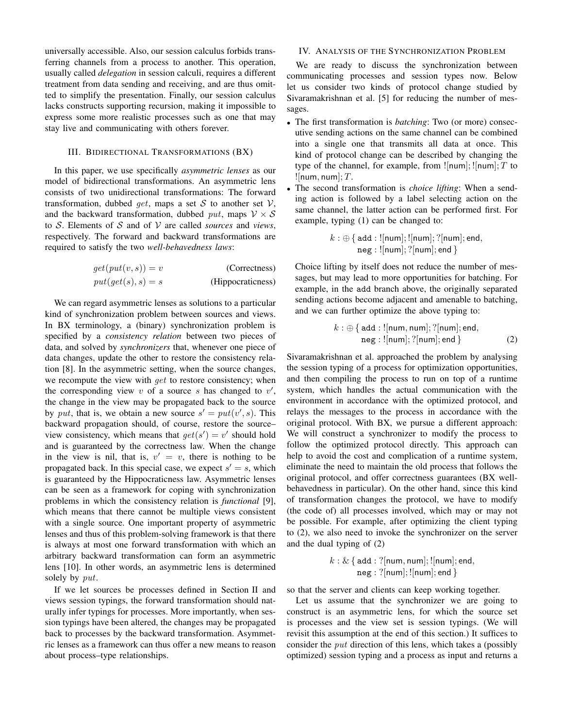universally accessible. Also, our session calculus forbids transferring channels from a process to another. This operation, usually called *delegation* in session calculi, requires a different treatment from data sending and receiving, and are thus omitted to simplify the presentation. Finally, our session calculus lacks constructs supporting recursion, making it impossible to express some more realistic processes such as one that may stay live and communicating with others forever.

## III. Bidirectional Transformations (BX)

In this paper, we use specifically *asymmetric lenses* as our model of bidirectional transformations. An asymmetric lens consists of two unidirectional transformations: The forward transformation, dubbed $get$, maps a set $\mathcal{S}$ to another set $\mathcal{V}$, and the backward transformation, dubbed $put$, maps $\mathcal{V} \times \mathcal{S}$ to $\mathcal{S}$. Elements of $\mathcal{S}$ and of $\mathcal{V}$ are called *sources* and *views*, respectively. The forward and backward transformations are required to satisfy the two *well-behavedness laws*:

$$get(put(v, s)) = v \qquad \text{(Correctness)}$$

$$put(get(s), s) = s \qquad \text{(Hippocraticness)}$$

We can regard asymmetric lenses as solutions to a particular kind of synchronization problem between sources and views. In BX terminology, a (binary) synchronization problem is specified by a *consistency relation* between two pieces of data, and solved by *synchronizers* that, whenever one piece of data changes, update the other to restore the consistency relation [8]. In the asymmetric setting, when the source changes, we recompute the view with $get$ to restore consistency; when the corresponding view $v$ of a source $s$ has changed to $v'$, the change in the view may be propagated back to the source by $put$, that is, we obtain a new source $s' = put(v', s)$. This backward propagation should, of course, restore the source–view consistency, which means that $get(s') = v'$ should hold and is guaranteed by the correctness law. When the change in the view is nil, that is, $v' = v$, there is nothing to be propagated back. In this special case, we expect $s' = s$, which is guaranteed by the Hippocraticness law. Asymmetric lenses can be seen as a framework for coping with synchronization problems in which the consistency relation is *functional* [9], which means that there cannot be multiple views consistent with a single source. One important property of asymmetric lenses and thus of this problem-solving framework is that there is always at most one forward transformation with which an arbitrary backward transformation can form an asymmetric lens [10]. In other words, an asymmetric lens is determined solely by $put$.

If we let sources be processes defined in Section II and views session typings, the forward transformation should naturally infer typings for processes. More importantly, when session typings have been altered, the changes may be propagated back to processes by the backward transformation. Asymmetric lenses as a framework can thus offer a new means to reason about process–type relationships.

## IV. Analysis of the Synchronization Problem

We are ready to discuss the synchronization between communicating processes and session types now. Below let us consider two kinds of protocol change studied by Sivaramakrishnan et al. [5] for reducing the number of messages.

- The first transformation is *batching*: Two (or more) consecutive sending actions on the same channel can be combined into a single one that transmits all data at once. This kind of protocol change can be described by changing the type of the channel, for example, from $![\mathsf{num}]; ![\mathsf{num}]; T$ to $![\mathsf{num}, \mathsf{num}]; T$.
- The second transformation is *choice lifting*: When a sending action is followed by a label selecting action on the same channel, the latter action can be performed first. For example, typing (1) can be changed to:

$$k : \oplus\,\{\, \mathtt{add} : ![\mathsf{num}]; ![\mathsf{num}]; ?[\mathsf{num}]; \mathsf{end}, \\ \mathtt{neg} : ![\mathsf{num}]; ?[\mathsf{num}]; \mathsf{end} \,\}$$

Choice lifting by itself does not reduce the number of messages, but may lead to more opportunities for batching. For example, in the add branch above, the originally separated sending actions become adjacent and amenable to batching, and we can further optimize the above typing to:

$$k : \oplus\,\{\, \mathtt{add} : ![\mathsf{num}, \mathsf{num}]; ?[\mathsf{num}]; \mathsf{end}, \\ \mathtt{neg} : ![\mathsf{num}]; ?[\mathsf{num}]; \mathsf{end} \,\} \qquad (2)$$

Sivaramakrishnan et al. approached the problem by analysing the session typing of a process for optimization opportunities, and then compiling the process to run on top of a runtime system, which handles the actual communication with the environment in accordance with the optimized protocol, and relays the messages to the process in accordance with the original protocol. With BX, we pursue a different approach: We will construct a synchronizer to modify the process to follow the optimized protocol directly. This approach can help to avoid the cost and complication of a runtime system, eliminate the need to maintain the old process that follows the original protocol, and offer correctness guarantees (BX well-behavedness in particular). On the other hand, since this kind of transformation changes the protocol, we have to modify (the code of) all processes involved, which may or may not be possible. For example, after optimizing the client typing to (2), we also need to invoke the synchronizer on the server and the dual typing of (2)

$$k : \&\,\{\, \mathtt{add} : ?[\mathsf{num}, \mathsf{num}]; ![\mathsf{num}]; \mathsf{end}, \\ \mathtt{neg} : ?[\mathsf{num}]; ![\mathsf{num}]; \mathsf{end} \,\}$$

so that the server and clients can keep working together.

Let us assume that the synchronizer we are going to construct is an asymmetric lens, for which the source set is processes and the view set is session typings. (We will revisit this assumption at the end of this section.) It suffices to consider the $put$ direction of this lens, which takes a (possibly optimized) session typing and a process as input and returns a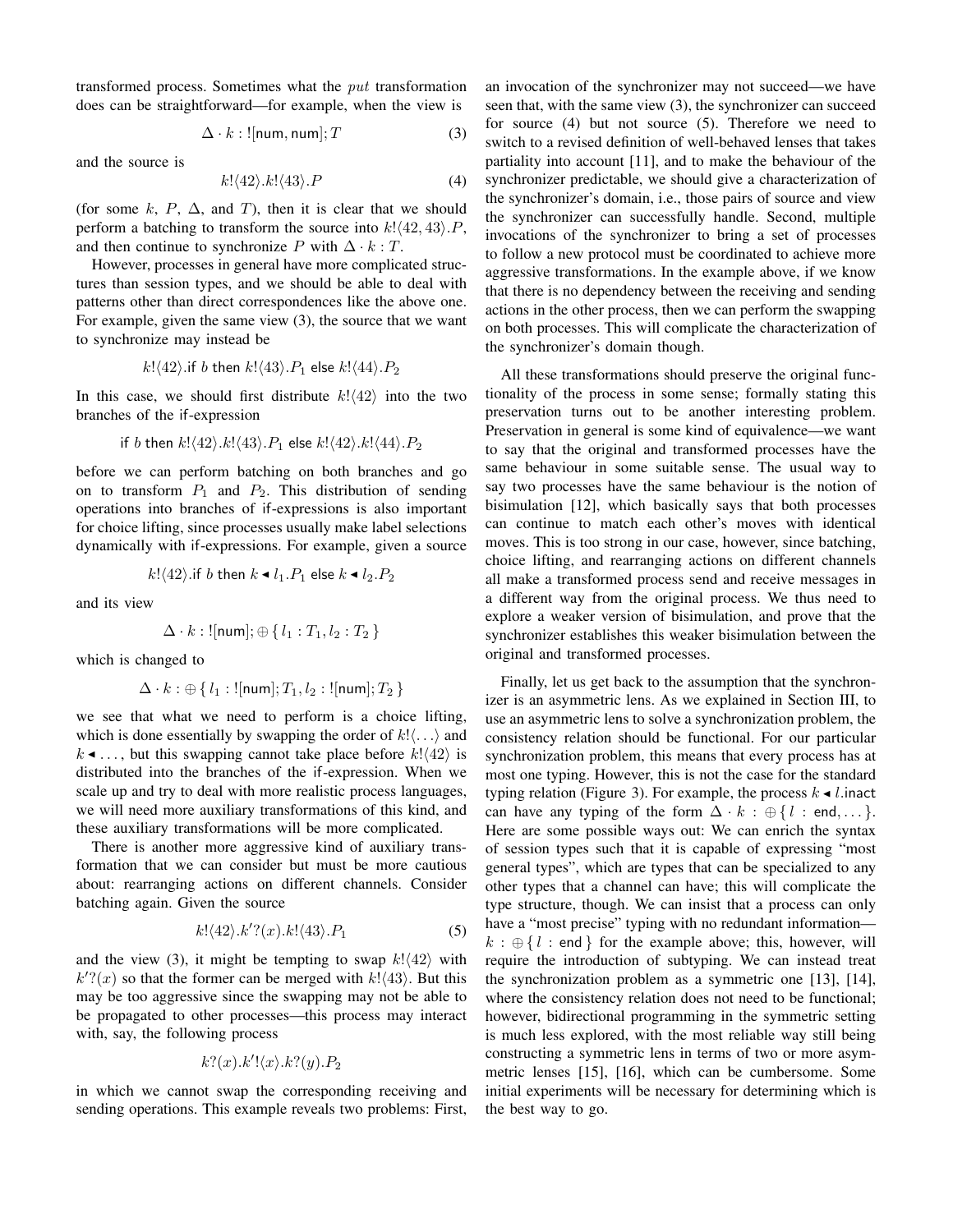transformed process. Sometimes what the *put* transformation does can be straightforward—for example, when the view is

$$\Delta \cdot k : ![\mathsf{num}, \mathsf{num}]; T \tag{3}$$

and the source is

$$k!\langle 42\rangle.k!\langle 43\rangle.P \tag{4}$$

(for some $k$, $P$, $\Delta$, and $T$), then it is clear that we should perform a batching to transform the source into $k!\langle 42, 43\rangle.P$, and then continue to synchronize $P$ with $\Delta \cdot k : T$.

However, processes in general have more complicated structures than session types, and we should be able to deal with patterns other than direct correspondences like the above one. For example, given the same view (3), the source that we want to synchronize may instead be

$$k!\langle 42\rangle.\mathsf{if}\ b\ \mathsf{then}\ k!\langle 43\rangle.P_1\ \mathsf{else}\ k!\langle 44\rangle.P_2$$

In this case, we should first distribute $k!\langle 42\rangle$ into the two branches of the if-expression

$$\mathsf{if}\ b\ \mathsf{then}\ k!\langle 42\rangle.k!\langle 43\rangle.P_1\ \mathsf{else}\ k!\langle 42\rangle.k!\langle 44\rangle.P_2$$

before we can perform batching on both branches and go on to transform $P_1$ and $P_2$. This distribution of sending operations into branches of if-expressions is also important for choice lifting, since processes usually make label selections dynamically with if-expressions. For example, given a source

$$k!\langle 42\rangle.\mathsf{if}\ b\ \mathsf{then}\ k \blacktriangleleft l_1.P_1\ \mathsf{else}\ k \blacktriangleleft l_2.P_2$$

and its view

$$\Delta \cdot k : ![\mathsf{num}]; \oplus\{\, l_1 : T_1, l_2 : T_2 \,\}$$

which is changed to

$$\Delta \cdot k : \oplus\{\, l_1 : ![\mathsf{num}]; T_1, l_2 : ![\mathsf{num}]; T_2 \,\}$$

we see that what we need to perform is a choice lifting, which is done essentially by swapping the order of $k!\langle\ldots\rangle$ and $k \blacktriangleleft \ldots$, but this swapping cannot take place before $k!\langle 42\rangle$ is distributed into the branches of the if-expression. When we scale up and try to deal with more realistic process languages, we will need more auxiliary transformations of this kind, and these auxiliary transformations will be more complicated.

There is another more aggressive kind of auxiliary transformation that we can consider but must be more cautious about: rearranging actions on different channels. Consider batching again. Given the source

$$k!\langle 42\rangle.k'?(x).k!\langle 43\rangle.P_1 \tag{5}$$

and the view (3), it might be tempting to swap $k!\langle 42\rangle$ with $k'?(x)$ so that the former can be merged with $k!\langle 43\rangle$. But this may be too aggressive since the swapping may not be able to be propagated to other processes—this process may interact with, say, the following process

$$k?(x).k'!\langle x\rangle.k?(y).P_2$$

in which we cannot swap the corresponding receiving and sending operations. This example reveals two problems: First, an invocation of the synchronizer may not succeed—we have seen that, with the same view (3), the synchronizer can succeed for source (4) but not source (5). Therefore we need to switch to a revised definition of well-behaved lenses that takes partiality into account [11], and to make the behaviour of the synchronizer predictable, we should give a characterization of the synchronizer's domain, i.e., those pairs of source and view the synchronizer can successfully handle. Second, multiple invocations of the synchronizer to bring a set of processes to follow a new protocol must be coordinated to achieve more aggressive transformations. In the example above, if we know that there is no dependency between the receiving and sending actions in the other process, then we can perform the swapping on both processes. This will complicate the characterization of the synchronizer's domain though.

All these transformations should preserve the original functionality of the process in some sense; formally stating this preservation turns out to be another interesting problem. Preservation in general is some kind of equivalence—we want to say that the original and transformed processes have the same behaviour in some suitable sense. The usual way to say two processes have the same behaviour is the notion of bisimulation [12], which basically says that both processes can continue to match each other's moves with identical moves. This is too strong in our case, however, since batching, choice lifting, and rearranging actions on different channels all make a transformed process send and receive messages in a different way from the original process. We thus need to explore a weaker version of bisimulation, and prove that the synchronizer establishes this weaker bisimulation between the original and transformed processes.

Finally, let us get back to the assumption that the synchronizer is an asymmetric lens. As we explained in Section III, to use an asymmetric lens to solve a synchronization problem, the consistency relation should be functional. For our particular synchronization problem, this means that every process has at most one typing. However, this is not the case for the standard typing relation (Figure 3). For example, the process $k \blacktriangleleft l.\mathsf{inact}$ can have any typing of the form $\Delta \cdot k : \oplus\{\, l : \mathsf{end}, \ldots\}$. Here are some possible ways out: We can enrich the syntax of session types such that it is capable of expressing "most general types", which are types that can be specialized to any other types that a channel can have; this will complicate the type structure, though. We can insist that a process can only have a "most precise" typing with no redundant information—$k : \oplus\{\, l : \mathsf{end}\,\}$ for the example above; this, however, will require the introduction of subtyping. We can instead treat the synchronization problem as a symmetric one [13], [14], where the consistency relation does not need to be functional; however, bidirectional programming in the symmetric setting is much less explored, with the most reliable way still being constructing a symmetric lens in terms of two or more asymmetric lenses [15], [16], which can be cumbersome. Some initial experiments will be necessary for determining which is the best way to go.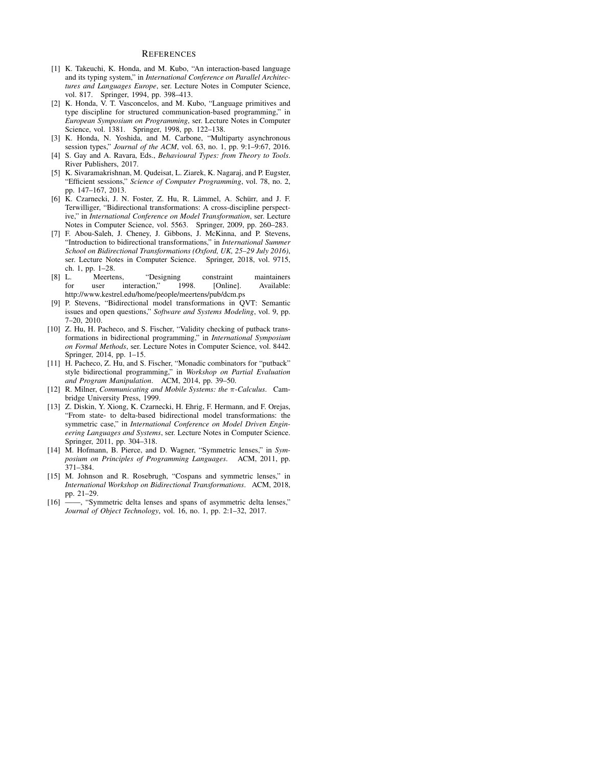# References

[1] K. Takeuchi, K. Honda, and M. Kubo, "An interaction-based language and its typing system," in *International Conference on Parallel Architectures and Languages Europe*, ser. Lecture Notes in Computer Science, vol. 817. Springer, 1994, pp. 398–413.

[2] K. Honda, V. T. Vasconcelos, and M. Kubo, "Language primitives and type discipline for structured communication-based programming," in *European Symposium on Programming*, ser. Lecture Notes in Computer Science, vol. 1381. Springer, 1998, pp. 122–138.

[3] K. Honda, N. Yoshida, and M. Carbone, "Multiparty asynchronous session types," *Journal of the ACM*, vol. 63, no. 1, pp. 9:1–9:67, 2016.

[4] S. Gay and A. Ravara, Eds., *Behavioural Types: from Theory to Tools*. River Publishers, 2017.

[5] K. Sivaramakrishnan, M. Qudeisat, L. Ziarek, K. Nagaraj, and P. Eugster, "Efficient sessions," *Science of Computer Programming*, vol. 78, no. 2, pp. 147–167, 2013.

[6] K. Czarnecki, J. N. Foster, Z. Hu, R. Lämmel, A. Schürr, and J. F. Terwilliger, "Bidirectional transformations: A cross-discipline perspective," in *International Conference on Model Transformation*, ser. Lecture Notes in Computer Science, vol. 5563. Springer, 2009, pp. 260–283.

[7] F. Abou-Saleh, J. Cheney, J. Gibbons, J. McKinna, and P. Stevens, "Introduction to bidirectional transformations," in *International Summer School on Bidirectional Transformations (Oxford, UK, 25–29 July 2016)*, ser. Lecture Notes in Computer Science. Springer, 2018, vol. 9715, ch. 1, pp. 1–28.

[8] L. Meertens, "Designing constraint maintainers for user interaction," 1998. [Online]. Available: http://www.kestrel.edu/home/people/meertens/pub/dcm.ps

[9] P. Stevens, "Bidirectional model transformations in QVT: Semantic issues and open questions," *Software and Systems Modeling*, vol. 9, pp. 7–20, 2010.

[10] Z. Hu, H. Pacheco, and S. Fischer, "Validity checking of putback transformations in bidirectional programming," in *International Symposium on Formal Methods*, ser. Lecture Notes in Computer Science, vol. 8442. Springer, 2014, pp. 1–15.

[11] H. Pacheco, Z. Hu, and S. Fischer, "Monadic combinators for "putback" style bidirectional programming," in *Workshop on Partial Evaluation and Program Manipulation*. ACM, 2014, pp. 39–50.

[12] R. Milner, *Communicating and Mobile Systems: the $\pi$-Calculus*. Cambridge University Press, 1999.

[13] Z. Diskin, Y. Xiong, K. Czarnecki, H. Ehrig, F. Hermann, and F. Orejas, "From state- to delta-based bidirectional model transformations: the symmetric case," in *International Conference on Model Driven Engineering Languages and Systems*, ser. Lecture Notes in Computer Science. Springer, 2011, pp. 304–318.

[14] M. Hofmann, B. Pierce, and D. Wagner, "Symmetric lenses," in *Symposium on Principles of Programming Languages*. ACM, 2011, pp. 371–384.

[15] M. Johnson and R. Rosebrugh, "Cospans and symmetric lenses," in *International Workshop on Bidirectional Transformations*. ACM, 2018, pp. 21–29.

[16] ——, "Symmetric delta lenses and spans of asymmetric delta lenses," *Journal of Object Technology*, vol. 16, no. 1, pp. 2:1–32, 2017.